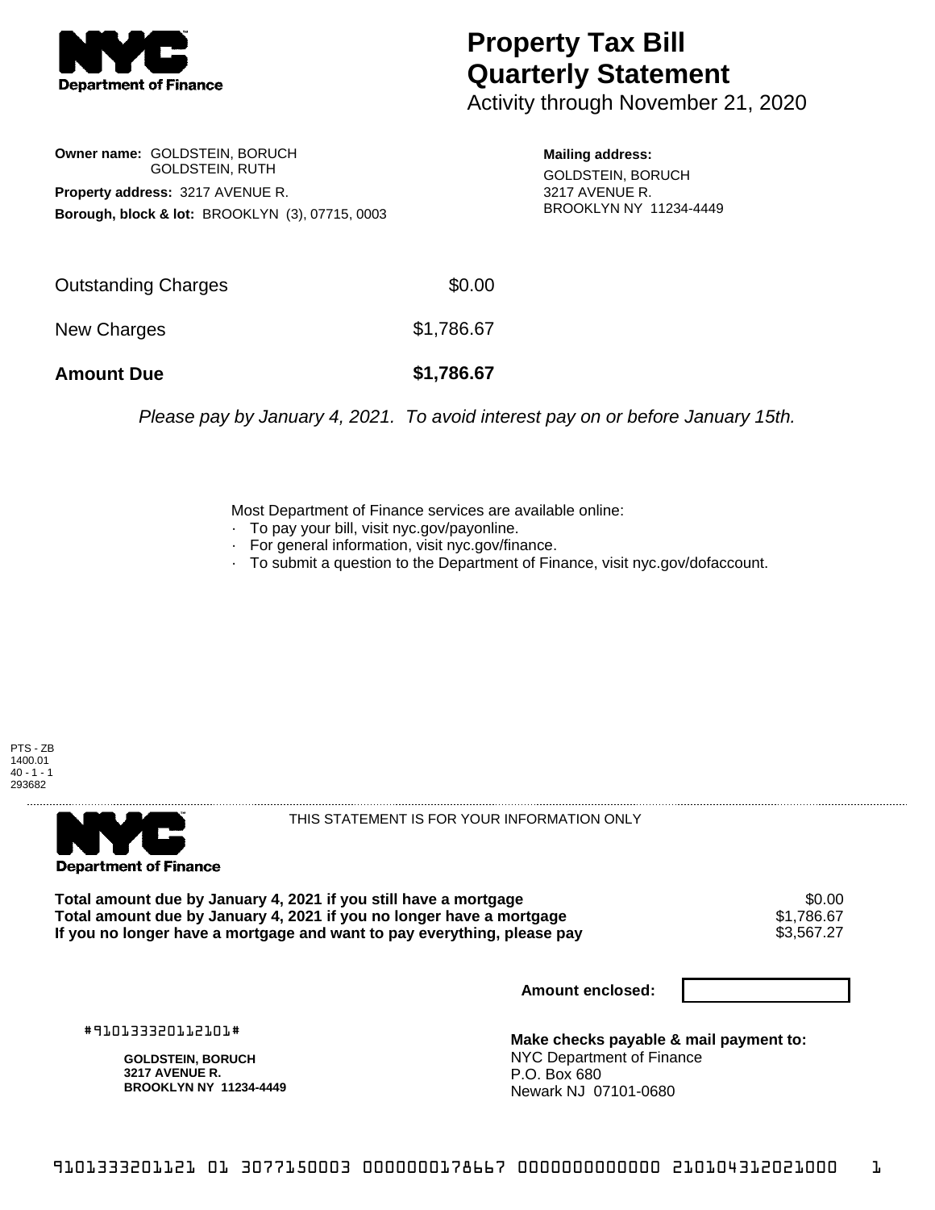# Property Tax Bill Quarterly Statement

Activity through November 21, 2020

**Owner name:** GOLDSTEIN, BORUCH
GOLDSTEIN, RUTH

**Property address:** 3217 AVENUE R.

**Borough, block & lot:** BROOKLYN (3), 07715, 0003

**Mailing address:**
GOLDSTEIN, BORUCH
3217 AVENUE R.
BROOKLYN NY 11234-4449

| | |
|---|---|
| Outstanding Charges | $0.00 |
| New Charges | $1,786.67 |
| **Amount Due** | **$1,786.67** |

*Please pay by January 4, 2021. To avoid interest pay on or before January 15th.*

Most Department of Finance services are available online:

- To pay your bill, visit nyc.gov/payonline.
- For general information, visit nyc.gov/finance.
- To submit a question to the Department of Finance, visit nyc.gov/dofaccount.

PTS - ZB
1400.01
40 - 1 - 1
293682

---

THIS STATEMENT IS FOR YOUR INFORMATION ONLY

| | |
|---|---|
| **Total amount due by January 4, 2021 if you still have a mortgage** | $0.00 |
| **Total amount due by January 4, 2021 if you no longer have a mortgage** | $1,786.67 |
| **If you no longer have a mortgage and want to pay everything, please pay** | $3,567.27 |

**Amount enclosed:**

#910133320112101#

**GOLDSTEIN, BORUCH**
**3217 AVENUE R.**
**BROOKLYN NY 11234-4449**

**Make checks payable & mail payment to:**
NYC Department of Finance
P.O. Box 680
Newark NJ 07101-0680

9101333201121 01 3077150003 0000000178667 0000000000000 210104312021000 1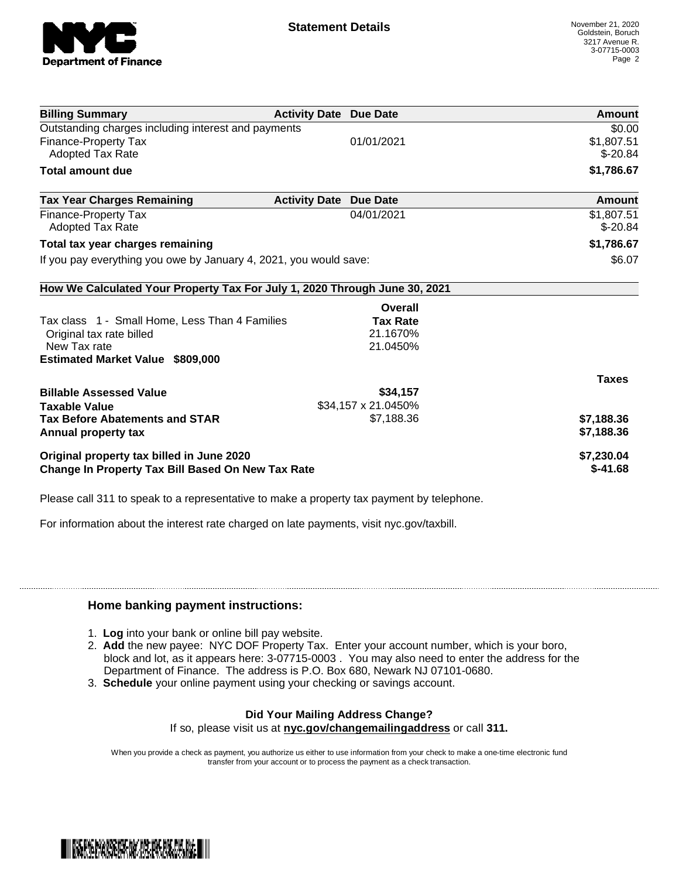## Statement Details

November 21, 2020
Goldstein, Boruch
3217 Avenue R.
3-07715-0003

| Billing Summary | Activity Date | Due Date | Amount |
| --- | --- | --- | --- |
| Outstanding charges including interest and payments | | | $0.00 |
| Finance-Property Tax | | 01/01/2021 | $1,807.51 |
| Adopted Tax Rate | | | $-20.84 |
| **Total amount due** | | | **$1,786.67** |

| Tax Year Charges Remaining | Activity Date | Due Date | Amount |
| --- | --- | --- | --- |
| Finance-Property Tax | | 04/01/2021 | $1,807.51 |
| Adopted Tax Rate | | | $-20.84 |
| **Total tax year charges remaining** | | | **$1,786.67** |
| If you pay everything you owe by January 4, 2021, you would save: | | | $6.07 |

### How We Calculated Your Property Tax For July 1, 2020 Through June 30, 2021

| | Overall Tax Rate | |
| --- | --- | --- |
| Tax class 1 - Small Home, Less Than 4 Families | | |
| Original tax rate billed | 21.1670% | |
| New Tax rate | 21.0450% | |
| **Estimated Market Value $809,000** | | |

| | | Taxes |
| --- | --- | --- |
| **Billable Assessed Value** | **$34,157** | |
| **Taxable Value** | $34,157 x 21.0450% | |
| **Tax Before Abatements and STAR** | $7,188.36 | **$7,188.36** |
| **Annual property tax** | | **$7,188.36** |
| **Original property tax billed in June 2020** | | **$7,230.04** |
| **Change In Property Tax Bill Based On New Tax Rate** | | **$-41.68** |

Please call 311 to speak to a representative to make a property tax payment by telephone.

For information about the interest rate charged on late payments, visit nyc.gov/taxbill.

### Home banking payment instructions:

1. **Log** into your bank or online bill pay website.
2. **Add** the new payee: NYC DOF Property Tax. Enter your account number, which is your boro, block and lot, as it appears here: 3-07715-0003 . You may also need to enter the address for the Department of Finance. The address is P.O. Box 680, Newark NJ 07101-0680.
3. **Schedule** your online payment using your checking or savings account.

**Did Your Mailing Address Change?**
If so, please visit us at **nyc.gov/changemailingaddress** or call **311.**

When you provide a check as payment, you authorize us either to use information from your check to make a one-time electronic fund transfer from your account or to process the payment as a check transaction.